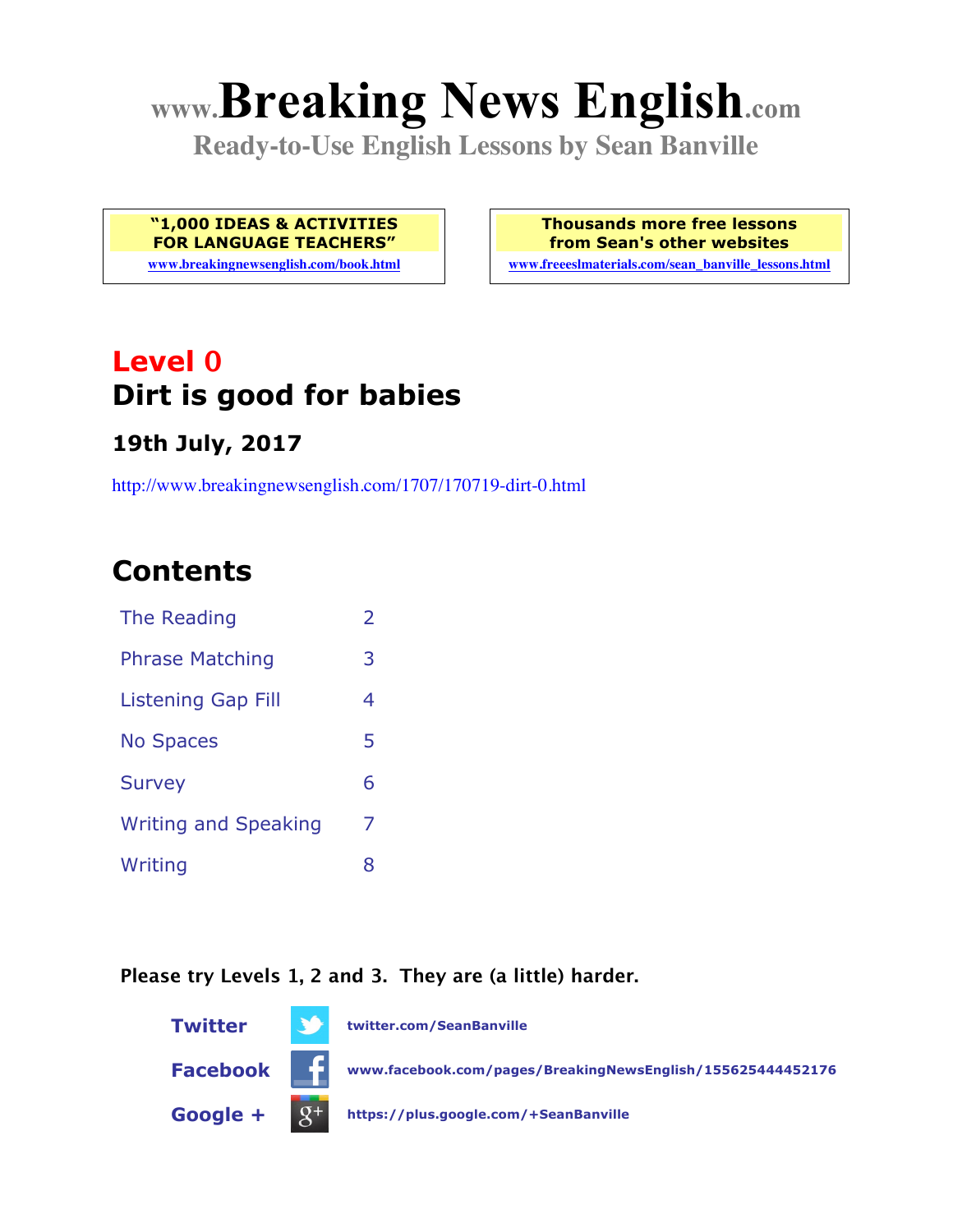# www.Breaking News English.com

**Ready-to-Use English Lessons by Sean Banville**

**"1,000 IDEAS & ACTIVITIES FOR LANGUAGE TEACHERS"**
www.breakingnewsenglish.com/book.html

**Thousands more free lessons from Sean's other websites**
www.freeeslmaterials.com/sean_banville_lessons.html

## Level 0
## Dirt is good for babies

### 19th July, 2017

http://www.breakingnewsenglish.com/1707/170719-dirt-0.html

## Contents

| | |
|---|---|
| The Reading | 2 |
| Phrase Matching | 3 |
| Listening Gap Fill | 4 |
| No Spaces | 5 |
| Survey | 6 |
| Writing and Speaking | 7 |
| Writing | 8 |

**Please try Levels 1, 2 and 3. They are (a little) harder.**

**Twitter** twitter.com/SeanBanville

**Facebook** www.facebook.com/pages/BreakingNewsEnglish/155625444452176

**Google +** https://plus.google.com/+SeanBanville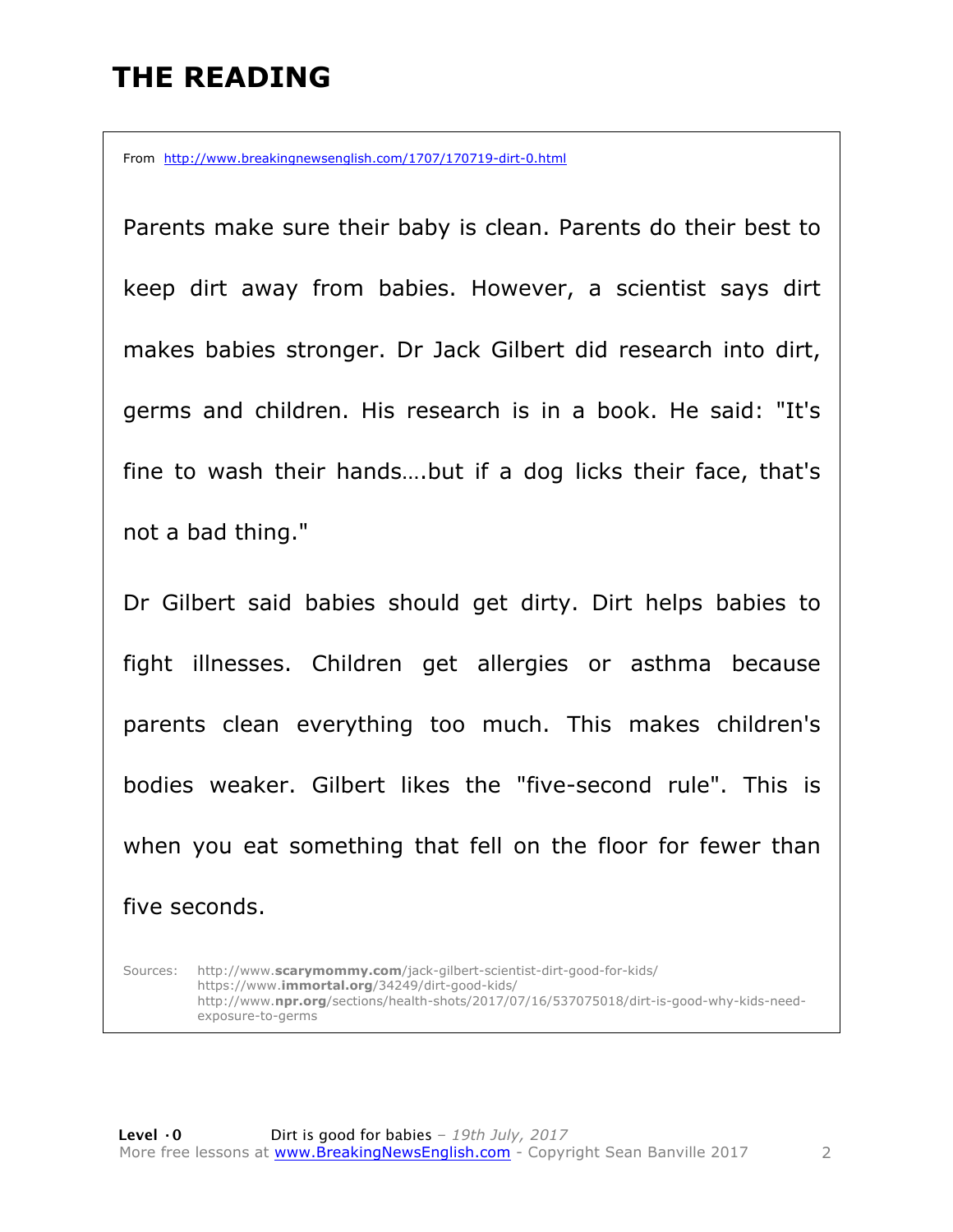# THE READING

From http://www.breakingnewsenglish.com/1707/170719-dirt-0.html

Parents make sure their baby is clean. Parents do their best to keep dirt away from babies. However, a scientist says dirt makes babies stronger. Dr Jack Gilbert did research into dirt, germs and children. His research is in a book. He said: "It's fine to wash their hands….but if a dog licks their face, that's not a bad thing."

Dr Gilbert said babies should get dirty. Dirt helps babies to fight illnesses. Children get allergies or asthma because parents clean everything too much. This makes children's bodies weaker. Gilbert likes the "five-second rule". This is when you eat something that fell on the floor for fewer than five seconds.

Sources:
http://www.**scarymommy.com**/jack-gilbert-scientist-dirt-good-for-kids/
https://www.**immortal.org**/34249/dirt-good-kids/
http://www.**npr.org**/sections/health-shots/2017/07/16/537075018/dirt-is-good-why-kids-need-exposure-to-germs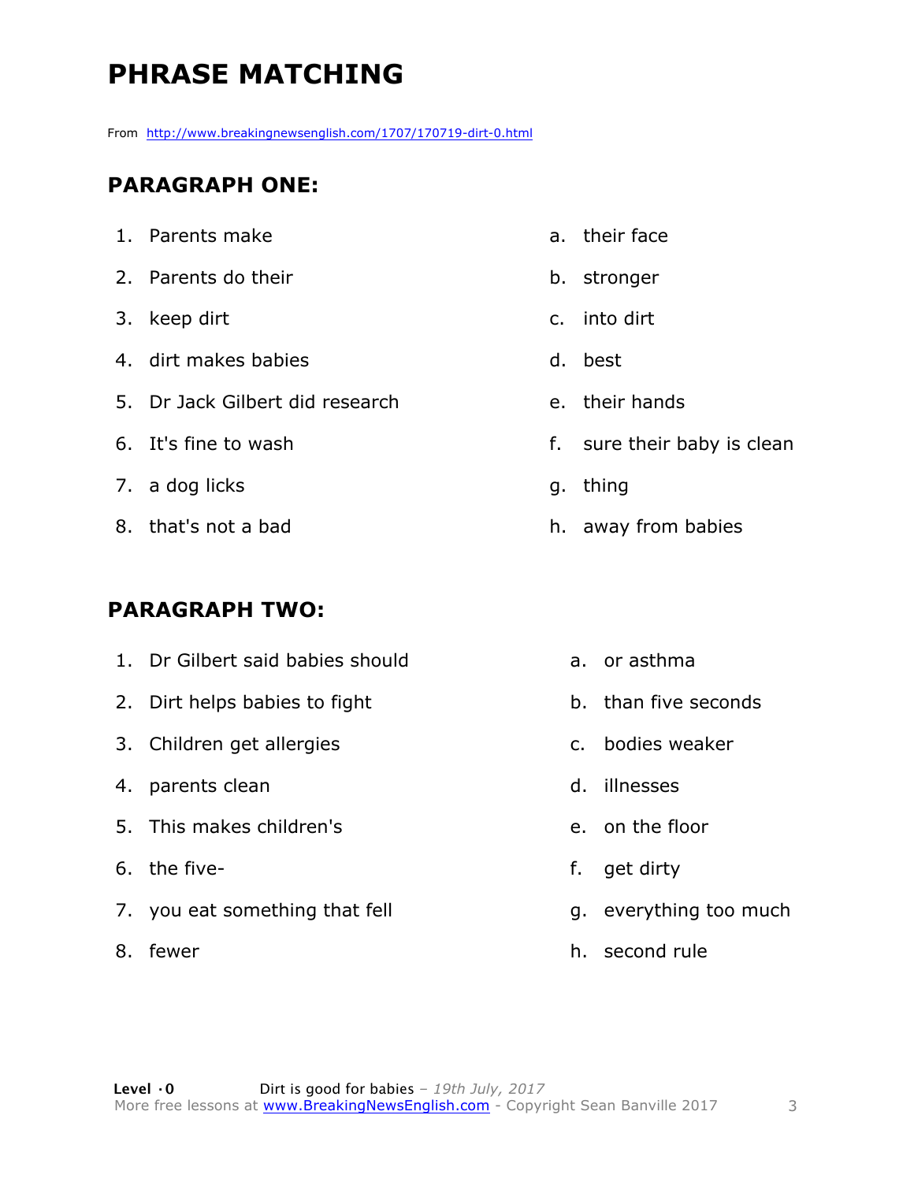# PHRASE MATCHING

From http://www.breakingnewsenglish.com/1707/170719-dirt-0.html

## PARAGRAPH ONE:

1. Parents make
2. Parents do their
3. keep dirt
4. dirt makes babies
5. Dr Jack Gilbert did research
6. It's fine to wash
7. a dog licks
8. that's not a bad

a. their face
b. stronger
c. into dirt
d. best
e. their hands
f. sure their baby is clean
g. thing
h. away from babies

## PARAGRAPH TWO:

1. Dr Gilbert said babies should
2. Dirt helps babies to fight
3. Children get allergies
4. parents clean
5. This makes children's
6. the five-
7. you eat something that fell
8. fewer

a. or asthma
b. than five seconds
c. bodies weaker
d. illnesses
e. on the floor
f. get dirty
g. everything too much
h. second rule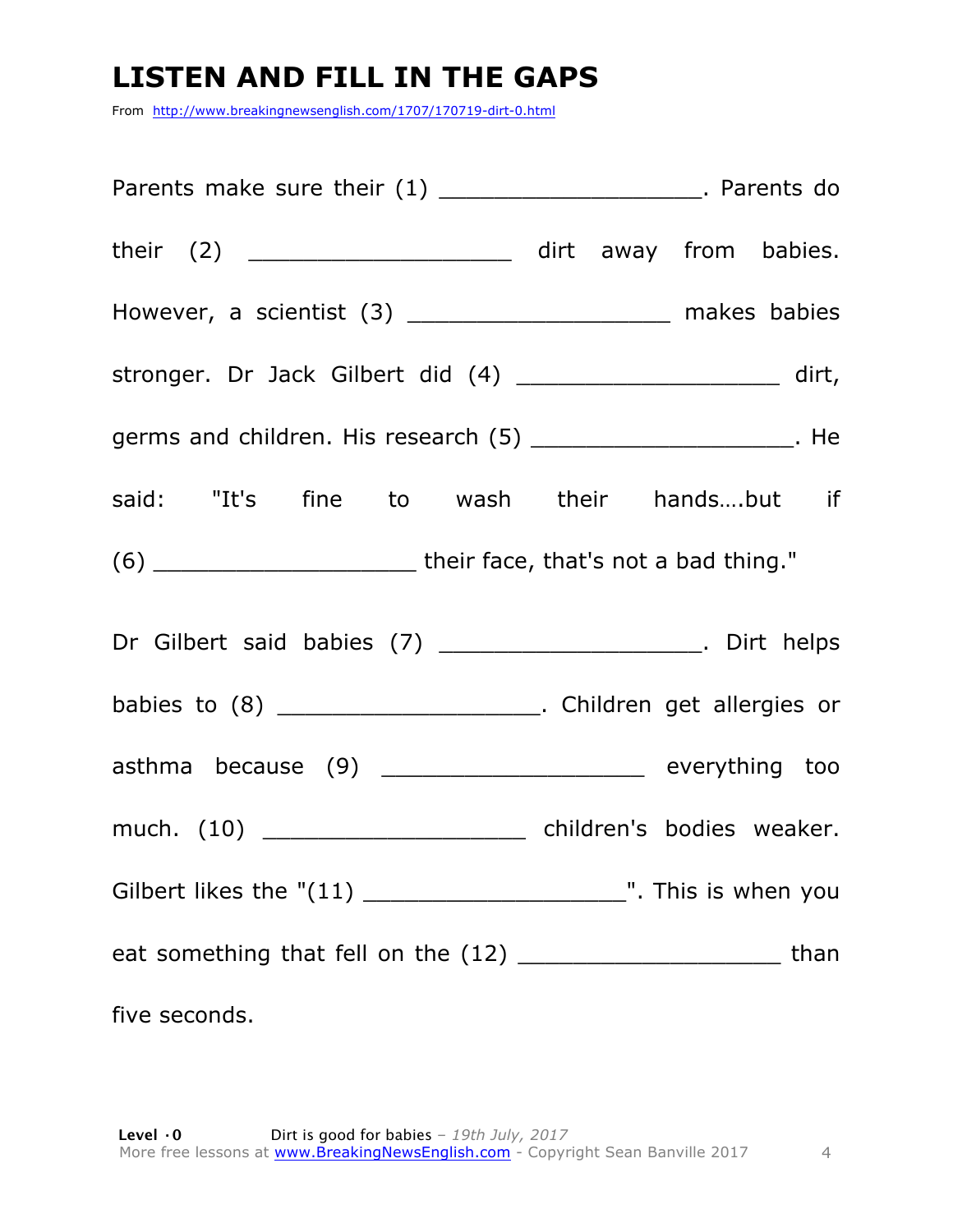# LISTEN AND FILL IN THE GAPS

From http://www.breakingnewsenglish.com/1707/170719-dirt-0.html

Parents make sure their (1) ___________________. Parents do their (2) ___________________ dirt away from babies. However, a scientist (3) ___________________ makes babies stronger. Dr Jack Gilbert did (4) ___________________ dirt, germs and children. His research (5) ___________________. He said: "It's fine to wash their hands….but if (6) ___________________ their face, that's not a bad thing."

Dr Gilbert said babies (7) ___________________. Dirt helps babies to (8) ___________________. Children get allergies or asthma because (9) ___________________ everything too much. (10) ___________________ children's bodies weaker. Gilbert likes the "(11) ___________________". This is when you eat something that fell on the (12) ___________________ than five seconds.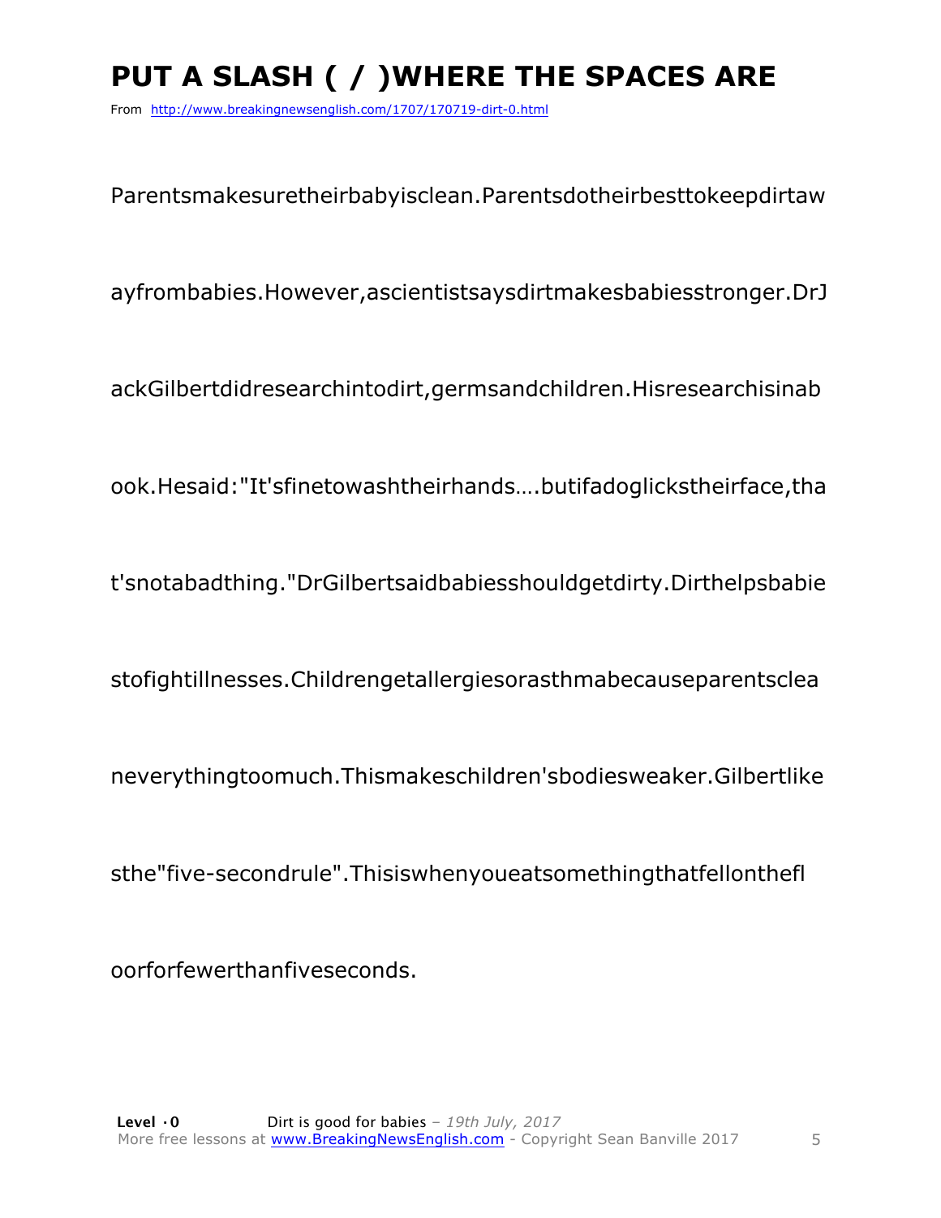# PUT A SLASH ( / )WHERE THE SPACES ARE

From http://www.breakingnewsenglish.com/1707/170719-dirt-0.html

Parentsmakesuretheirbabyisclean.Parentsdotheirbesttokeepdirtaw

ayfrombabies.However,ascientistsaysdirtmakesbabiesstronger.DrJ

ackGilbertdidresearchintodirt,germsandchildren.Hisresearchisinab

ook.Hesaid:"It'sfinetowashtheirhands….butifadoglickstheirface,tha

t'snotabadthing."DrGilbertsaidbabiesshouldgetdirty.Dirthelpsbabie

stofightillnesses.Childrengetallergiesorasthmabecauseparentsclea

neverythingtoomuch.Thismakeschildren'sbodiesweaker.Gilbertlike

sthe"five-secondrule".Thisiswhenyoueatsomethingthatfellonthefl

oorforfewerthanfiveseconds.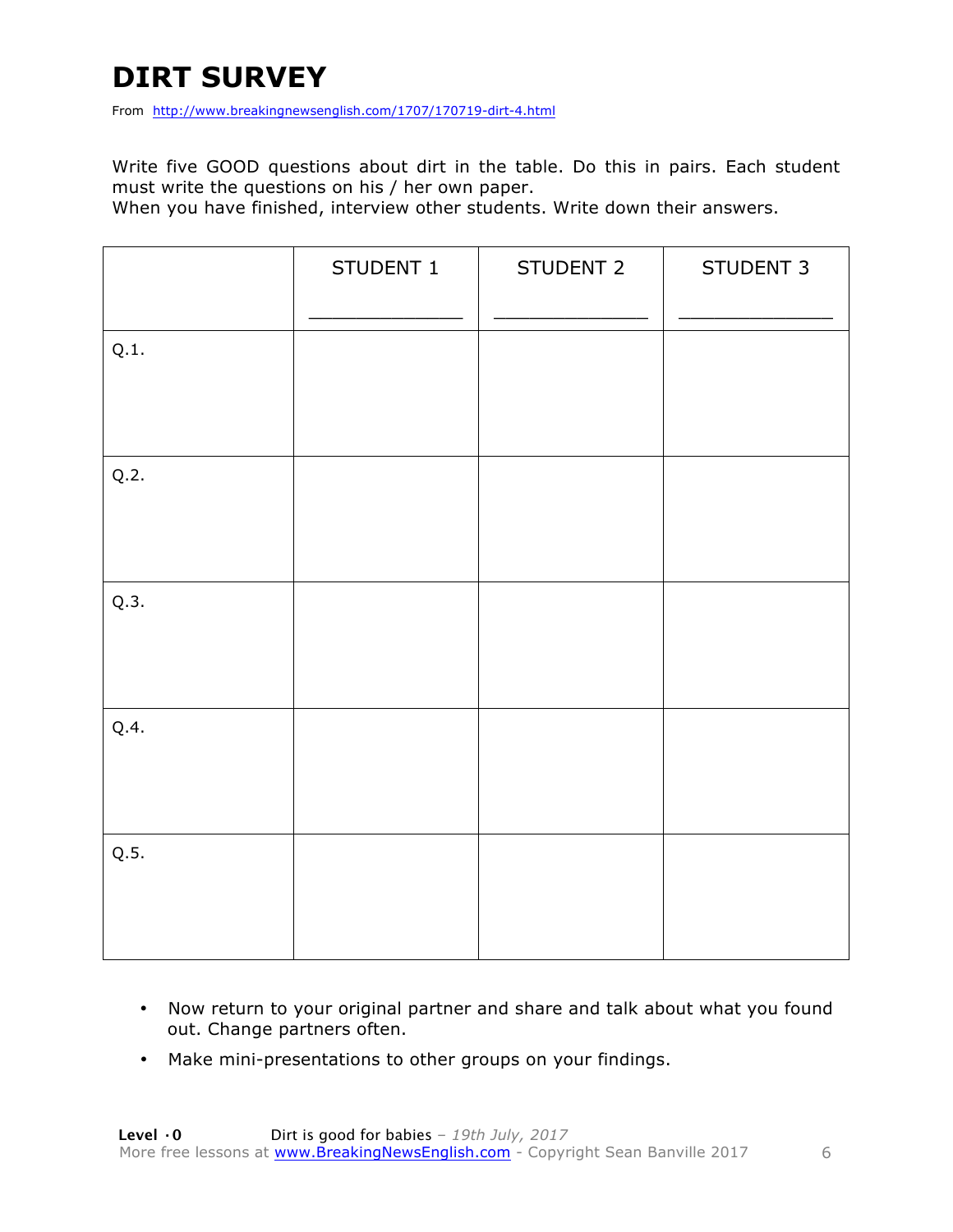# DIRT SURVEY

From http://www.breakingnewsenglish.com/1707/170719-dirt-4.html

Write five GOOD questions about dirt in the table. Do this in pairs. Each student must write the questions on his / her own paper.
When you have finished, interview other students. Write down their answers.

| | STUDENT 1<br>_____________ | STUDENT 2<br>_____________ | STUDENT 3<br>_____________ |
|---|---|---|---|
| Q.1. | | | |
| Q.2. | | | |
| Q.3. | | | |
| Q.4. | | | |
| Q.5. | | | |

- Now return to your original partner and share and talk about what you found out. Change partners often.
- Make mini-presentations to other groups on your findings.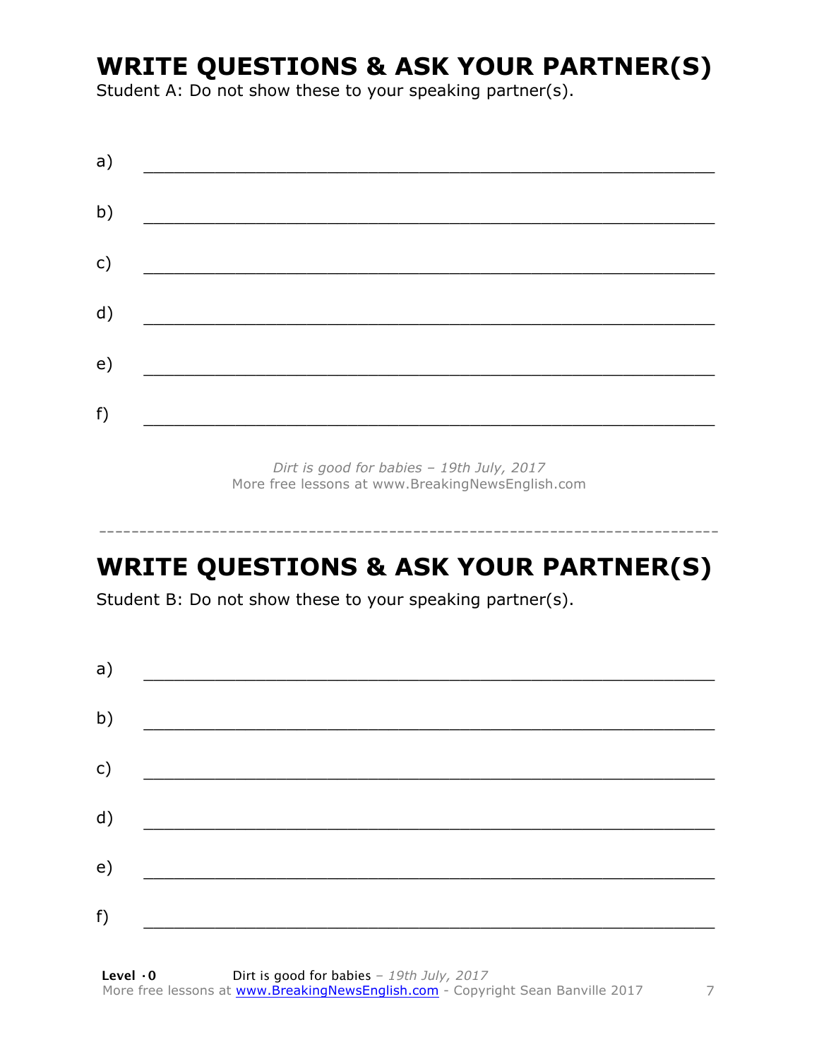# WRITE QUESTIONS & ASK YOUR PARTNER(S)

Student A: Do not show these to your speaking partner(s).

a) ___________________________________________________________

b) ___________________________________________________________

c) ___________________________________________________________

d) ___________________________________________________________

e) ___________________________________________________________

f) ___________________________________________________________

*Dirt is good for babies – 19th July, 2017*
More free lessons at www.BreakingNewsEnglish.com

---

# WRITE QUESTIONS & ASK YOUR PARTNER(S)

Student B: Do not show these to your speaking partner(s).

a) ___________________________________________________________

b) ___________________________________________________________

c) ___________________________________________________________

d) ___________________________________________________________

e) ___________________________________________________________

f) ___________________________________________________________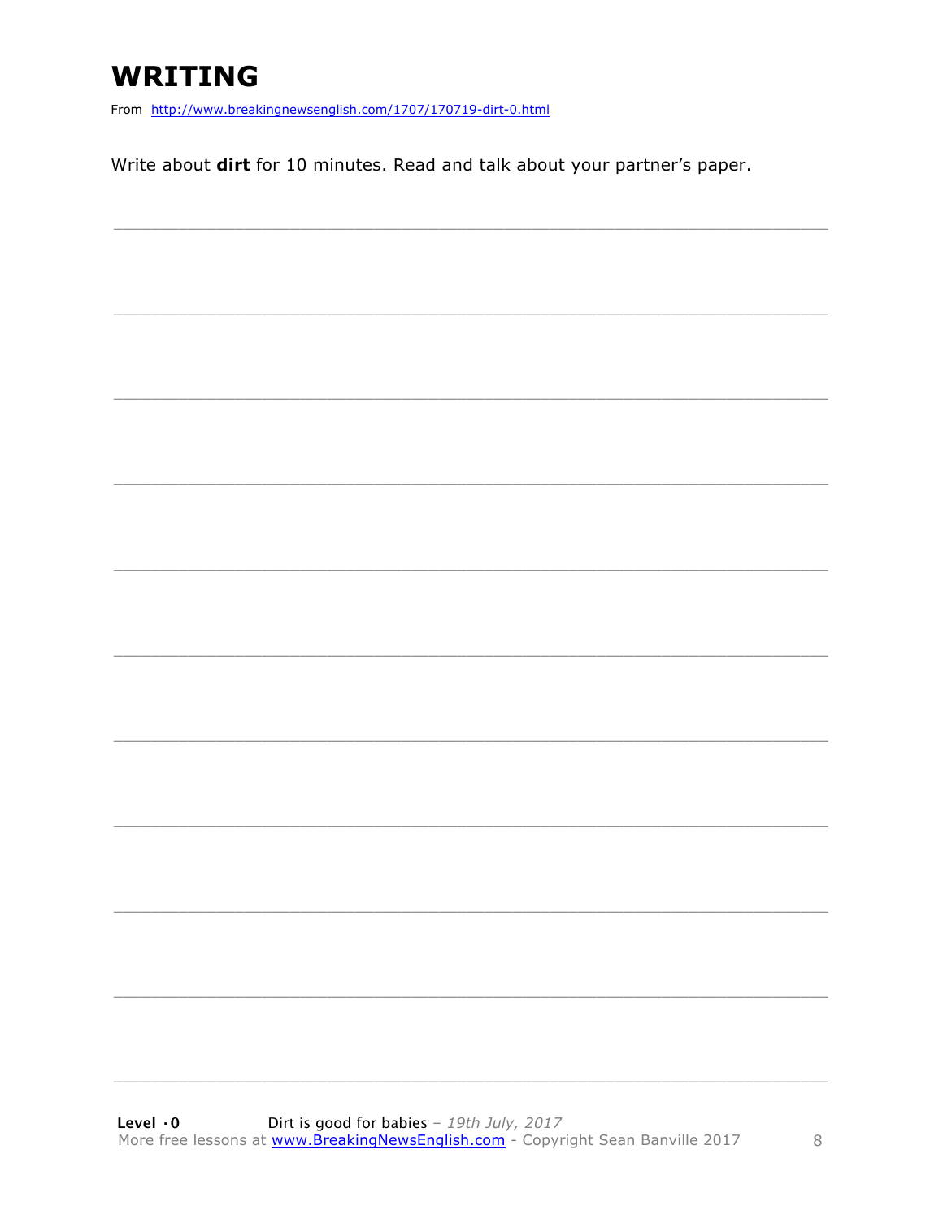# WRITING

From http://www.breakingnewsenglish.com/1707/170719-dirt-0.html

Write about **dirt** for 10 minutes. Read and talk about your partner's paper.

___________________________________________________________________________

___________________________________________________________________________

___________________________________________________________________________

___________________________________________________________________________

___________________________________________________________________________

___________________________________________________________________________

___________________________________________________________________________

___________________________________________________________________________

___________________________________________________________________________

___________________________________________________________________________

___________________________________________________________________________